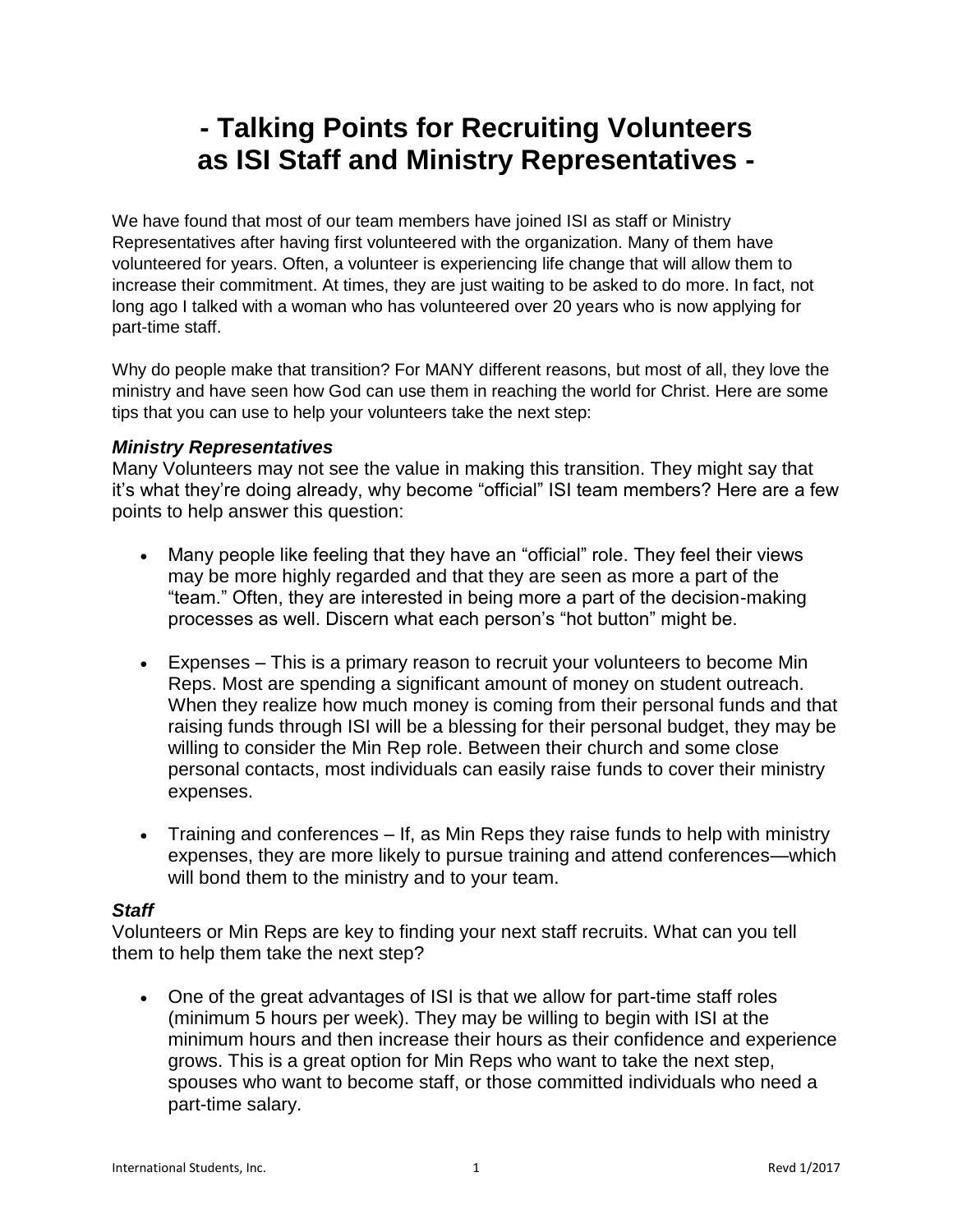# - Talking Points for Recruiting Volunteers as ISI Staff and Ministry Representatives -

We have found that most of our team members have joined ISI as staff or Ministry Representatives after having first volunteered with the organization. Many of them have volunteered for years. Often, a volunteer is experiencing life change that will allow them to increase their commitment. At times, they are just waiting to be asked to do more. In fact, not long ago I talked with a woman who has volunteered over 20 years who is now applying for part-time staff.

Why do people make that transition? For MANY different reasons, but most of all, they love the ministry and have seen how God can use them in reaching the world for Christ. Here are some tips that you can use to help your volunteers take the next step:

### *Ministry Representatives*

Many Volunteers may not see the value in making this transition. They might say that it's what they're doing already, why become "official" ISI team members? Here are a few points to help answer this question:

- Many people like feeling that they have an "official" role. They feel their views may be more highly regarded and that they are seen as more a part of the "team." Often, they are interested in being more a part of the decision-making processes as well. Discern what each person's "hot button" might be.

- Expenses – This is a primary reason to recruit your volunteers to become Min Reps. Most are spending a significant amount of money on student outreach. When they realize how much money is coming from their personal funds and that raising funds through ISI will be a blessing for their personal budget, they may be willing to consider the Min Rep role. Between their church and some close personal contacts, most individuals can easily raise funds to cover their ministry expenses.

- Training and conferences – If, as Min Reps they raise funds to help with ministry expenses, they are more likely to pursue training and attend conferences—which will bond them to the ministry and to your team.

### *Staff*

Volunteers or Min Reps are key to finding your next staff recruits. What can you tell them to help them take the next step?

- One of the great advantages of ISI is that we allow for part-time staff roles (minimum 5 hours per week). They may be willing to begin with ISI at the minimum hours and then increase their hours as their confidence and experience grows. This is a great option for Min Reps who want to take the next step, spouses who want to become staff, or those committed individuals who need a part-time salary.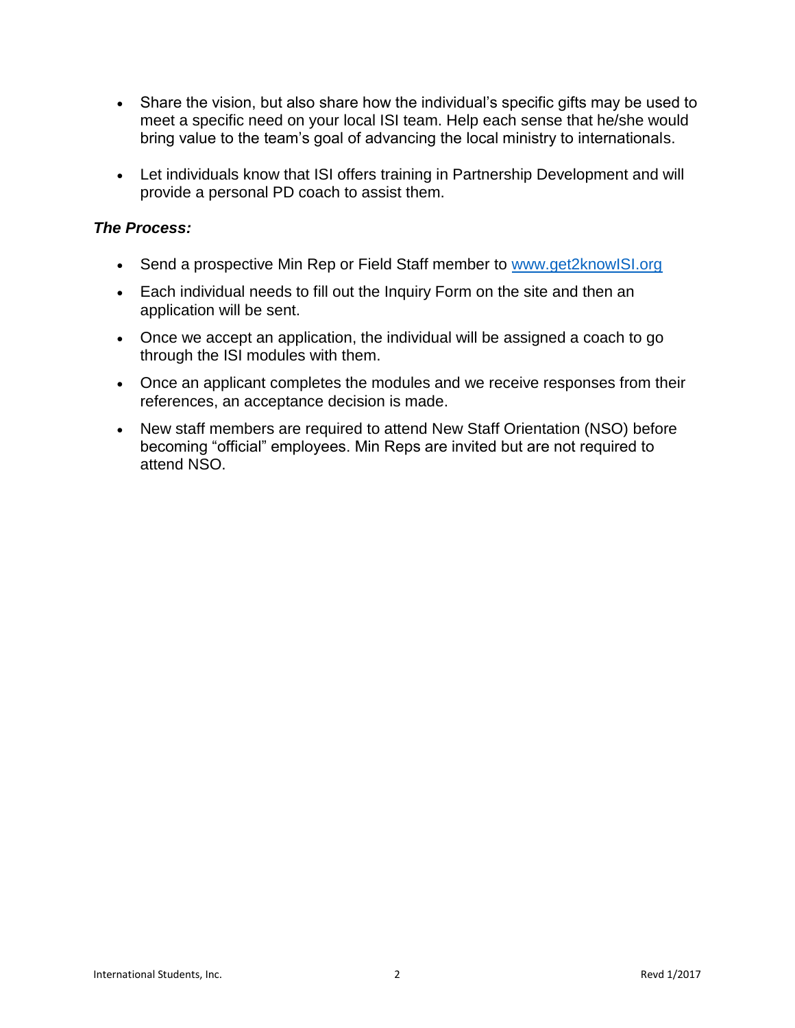- Share the vision, but also share how the individual's specific gifts may be used to meet a specific need on your local ISI team. Help each sense that he/she would bring value to the team's goal of advancing the local ministry to internationals.
- Let individuals know that ISI offers training in Partnership Development and will provide a personal PD coach to assist them.

***The Process:***

- Send a prospective Min Rep or Field Staff member to [www.get2knowISI.org](www.get2knowISI.org)
- Each individual needs to fill out the Inquiry Form on the site and then an application will be sent.
- Once we accept an application, the individual will be assigned a coach to go through the ISI modules with them.
- Once an applicant completes the modules and we receive responses from their references, an acceptance decision is made.
- New staff members are required to attend New Staff Orientation (NSO) before becoming "official" employees. Min Reps are invited but are not required to attend NSO.